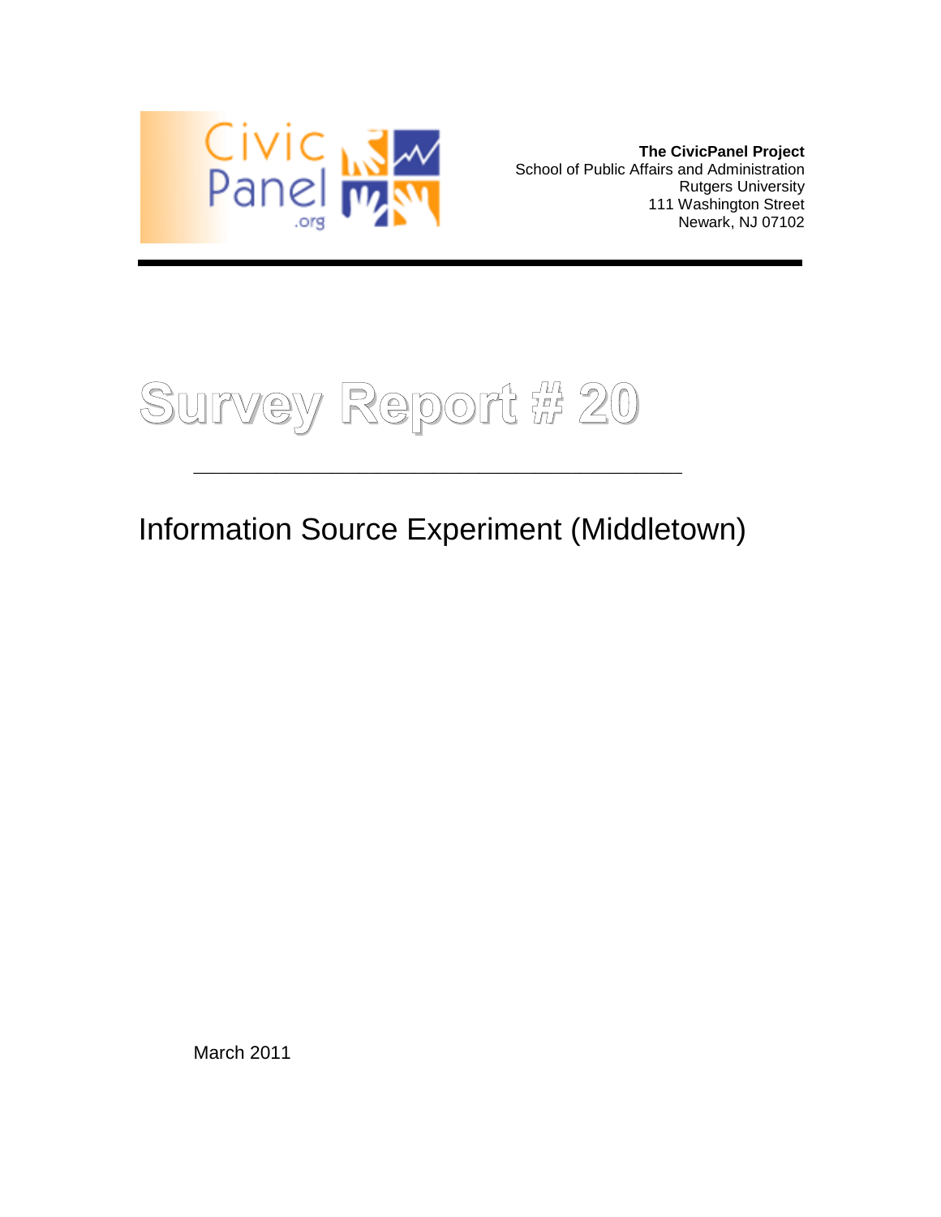**The CivicPanel Project**
School of Public Affairs and Administration
Rutgers University
111 Washington Street
Newark, NJ 07102

# Survey Report # 20

## Information Source Experiment (Middletown)

March 2011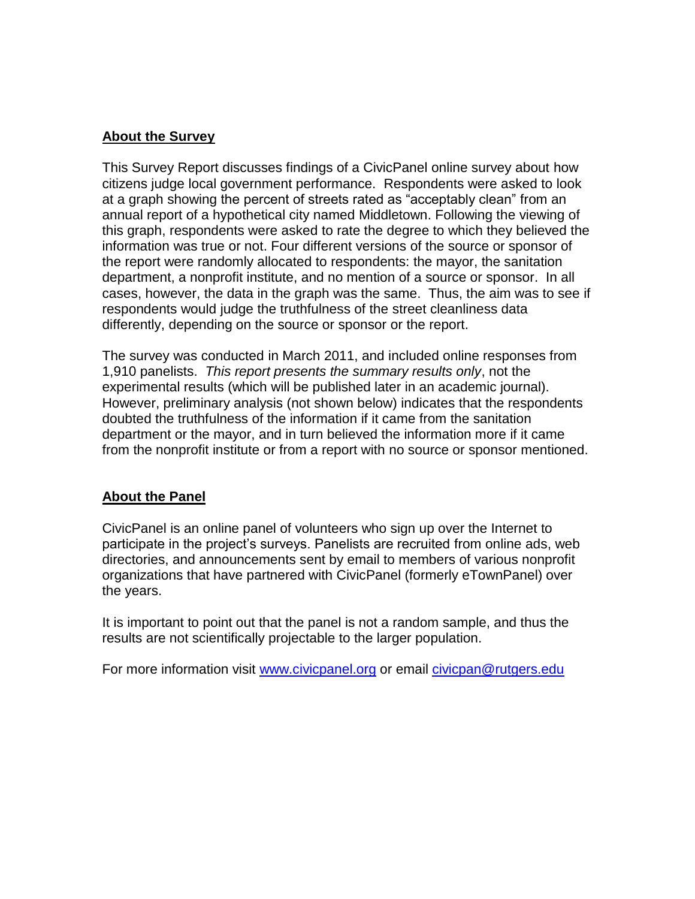## About the Survey

This Survey Report discusses findings of a CivicPanel online survey about how citizens judge local government performance. Respondents were asked to look at a graph showing the percent of streets rated as "acceptably clean" from an annual report of a hypothetical city named Middletown. Following the viewing of this graph, respondents were asked to rate the degree to which they believed the information was true or not. Four different versions of the source or sponsor of the report were randomly allocated to respondents: the mayor, the sanitation department, a nonprofit institute, and no mention of a source or sponsor. In all cases, however, the data in the graph was the same. Thus, the aim was to see if respondents would judge the truthfulness of the street cleanliness data differently, depending on the source or sponsor or the report.

The survey was conducted in March 2011, and included online responses from 1,910 panelists. *This report presents the summary results only*, not the experimental results (which will be published later in an academic journal). However, preliminary analysis (not shown below) indicates that the respondents doubted the truthfulness of the information if it came from the sanitation department or the mayor, and in turn believed the information more if it came from the nonprofit institute or from a report with no source or sponsor mentioned.

## About the Panel

CivicPanel is an online panel of volunteers who sign up over the Internet to participate in the project's surveys. Panelists are recruited from online ads, web directories, and announcements sent by email to members of various nonprofit organizations that have partnered with CivicPanel (formerly eTownPanel) over the years.

It is important to point out that the panel is not a random sample, and thus the results are not scientifically projectable to the larger population.

For more information visit [www.civicpanel.org](http://www.civicpanel.org) or email [civicpan@rutgers.edu](mailto:civicpan@rutgers.edu)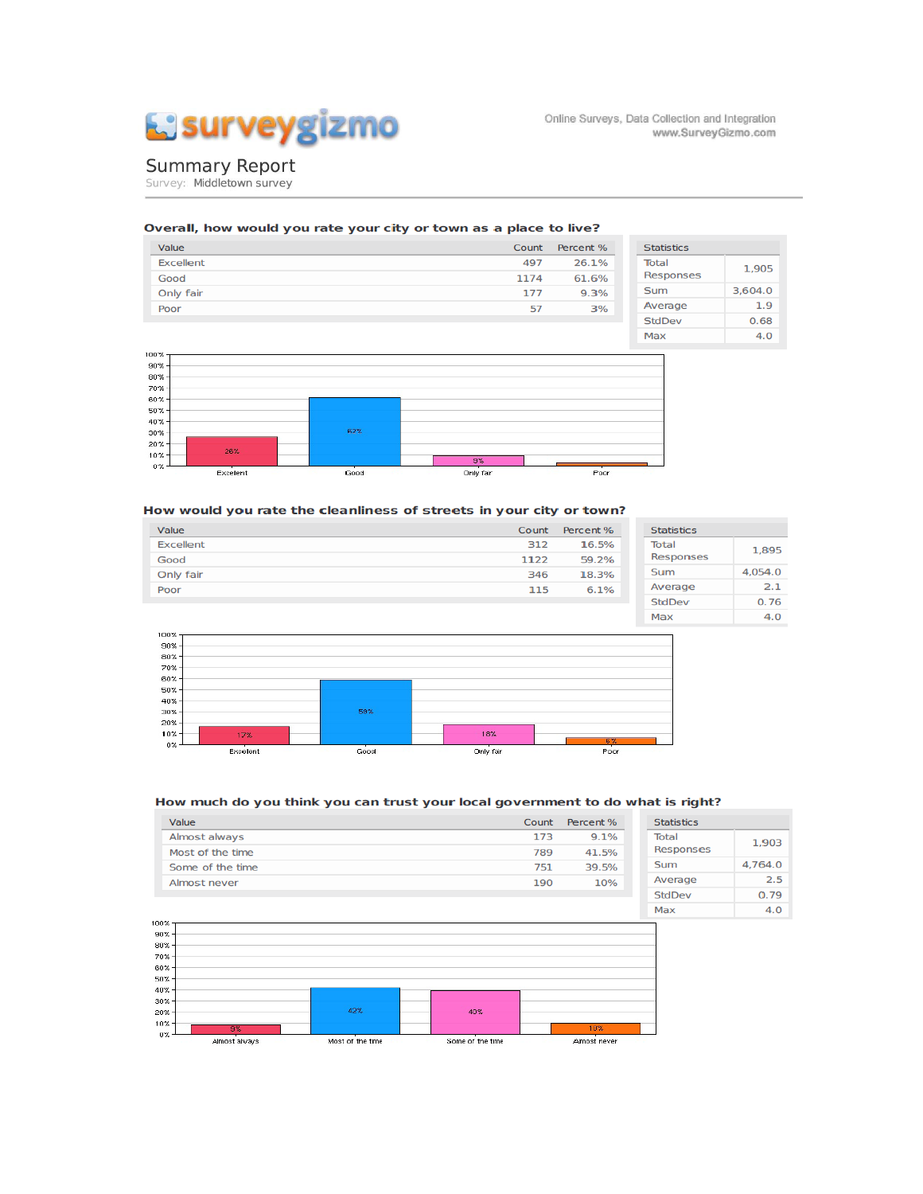Online Surveys, Data Collection and Integration
www.SurveyGizmo.com

# Summary Report

Survey: Middletown survey

## Overall, how would you rate your city or town as a place to live?

| Value | Count | Percent % |
|---|---|---|
| Excellent | 497 | 26.1% |
| Good | 1174 | 61.6% |
| Only fair | 177 | 9.3% |
| Poor | 57 | 3% |

| Statistics | |
|---|---|
| Total Responses | 1,905 |
| Sum | 3,604.0 |
| Average | 1.9 |
| StdDev | 0.68 |
| Max | 4.0 |

## How would you rate the cleanliness of streets in your city or town?

| Value | Count | Percent % |
|---|---|---|
| Excellent | 312 | 16.5% |
| Good | 1122 | 59.2% |
| Only fair | 346 | 18.3% |
| Poor | 115 | 6.1% |

| Statistics | |
|---|---|
| Total Responses | 1,895 |
| Sum | 4,054.0 |
| Average | 2.1 |
| StdDev | 0.76 |
| Max | 4.0 |

## How much do you think you can trust your local government to do what is right?

| Value | Count | Percent % |
|---|---|---|
| Almost always | 173 | 9.1% |
| Most of the time | 789 | 41.5% |
| Some of the time | 751 | 39.5% |
| Almost never | 190 | 10% |

| Statistics | |
|---|---|
| Total Responses | 1,903 |
| Sum | 4,764.0 |
| Average | 2.5 |
| StdDev | 0.79 |
| Max | 4.0 |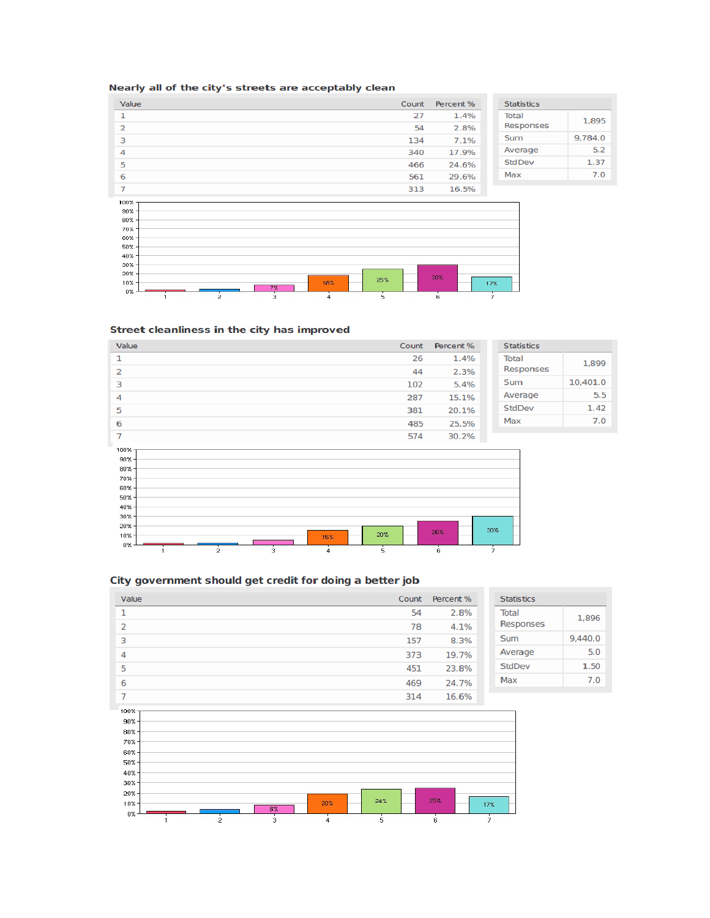### Nearly all of the city's streets are acceptably clean

| Value | Count | Percent % |
|---|---|---|
| 1 | 27 | 1.4% |
| 2 | 54 | 2.8% |
| 3 | 134 | 7.1% |
| 4 | 340 | 17.9% |
| 5 | 466 | 24.6% |
| 6 | 561 | 29.6% |
| 7 | 313 | 16.5% |

| Statistics | |
|---|---|
| Total Responses | 1,895 |
| Sum | 9,784.0 |
| Average | 5.2 |
| StdDev | 1.37 |
| Max | 7.0 |

### Street cleanliness in the city has improved

| Value | Count | Percent % |
|---|---|---|
| 1 | 26 | 1.4% |
| 2 | 44 | 2.3% |
| 3 | 102 | 5.4% |
| 4 | 287 | 15.1% |
| 5 | 381 | 20.1% |
| 6 | 485 | 25.5% |
| 7 | 574 | 30.2% |

| Statistics | |
|---|---|
| Total Responses | 1,899 |
| Sum | 10,401.0 |
| Average | 5.5 |
| StdDev | 1.42 |
| Max | 7.0 |

### City government should get credit for doing a better job

| Value | Count | Percent % |
|---|---|---|
| 1 | 54 | 2.8% |
| 2 | 78 | 4.1% |
| 3 | 157 | 8.3% |
| 4 | 373 | 19.7% |
| 5 | 451 | 23.8% |
| 6 | 469 | 24.7% |
| 7 | 314 | 16.6% |

| Statistics | |
|---|---|
| Total Responses | 1,896 |
| Sum | 9,440.0 |
| Average | 5.0 |
| StdDev | 1.50 |
| Max | 7.0 |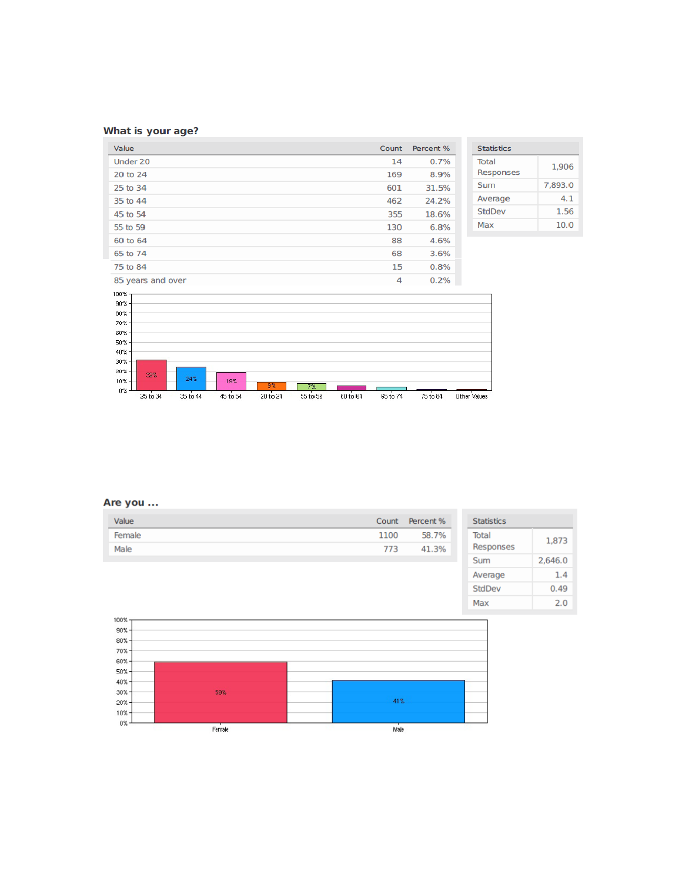## What is your age?

| Value | Count | Percent % |
|---|---|---|
| Under 20 | 14 | 0.7% |
| 20 to 24 | 169 | 8.9% |
| 25 to 34 | 601 | 31.5% |
| 35 to 44 | 462 | 24.2% |
| 45 to 54 | 355 | 18.6% |
| 55 to 59 | 130 | 6.8% |
| 60 to 64 | 88 | 4.6% |
| 65 to 74 | 68 | 3.6% |
| 75 to 84 | 15 | 0.8% |
| 85 years and over | 4 | 0.2% |

| Statistics | |
|---|---|
| Total Responses | 1,906 |
| Sum | 7,893.0 |
| Average | 4.1 |
| StdDev | 1.56 |
| Max | 10.0 |

## Are you ...

| Value | Count | Percent % |
|---|---|---|
| Female | 1100 | 58.7% |
| Male | 773 | 41.3% |

| Statistics | |
|---|---|
| Total Responses | 1,873 |
| Sum | 2,646.0 |
| Average | 1.4 |
| StdDev | 0.49 |
| Max | 2.0 |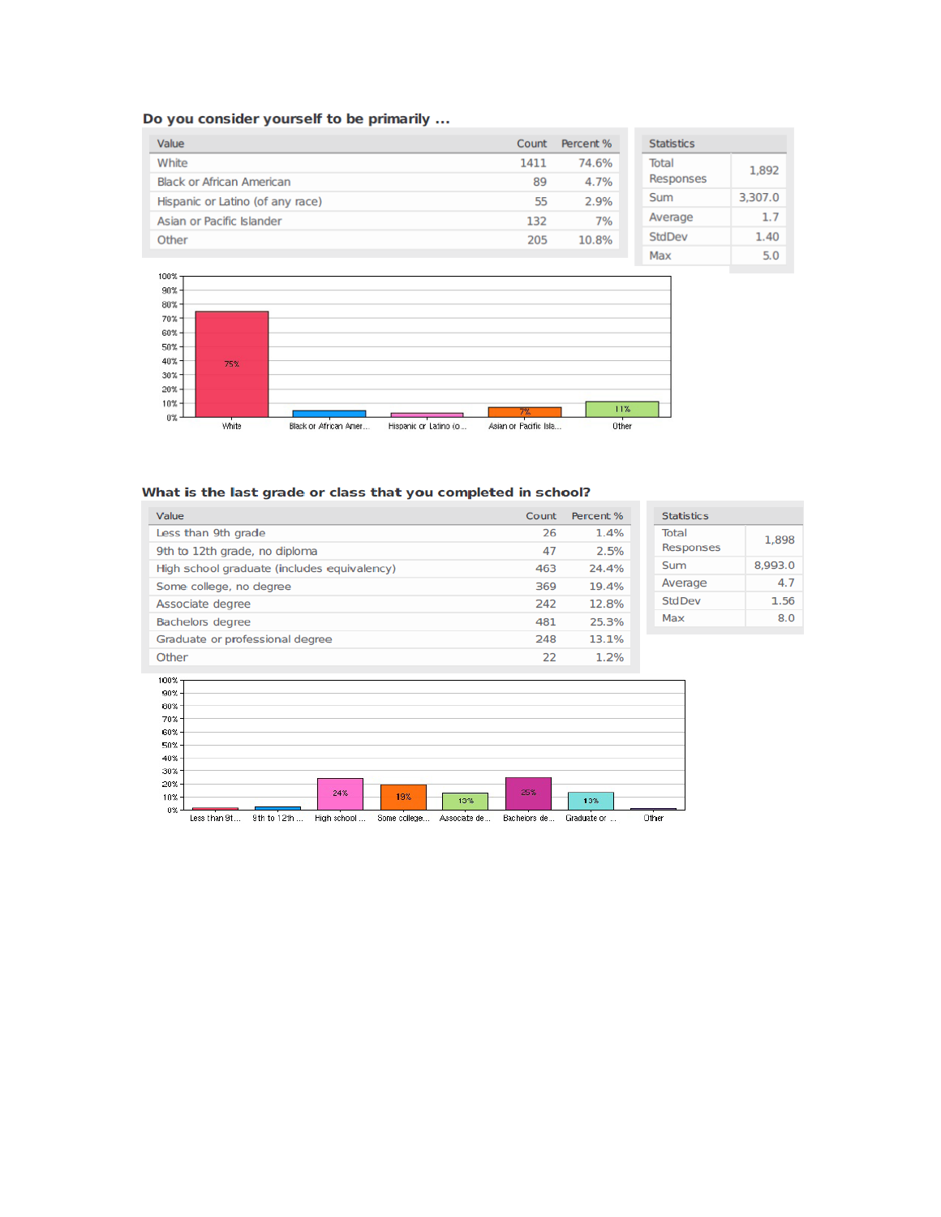### Do you consider yourself to be primarily ...

| Value | Count | Percent % |
|---|---|---|
| White | 1411 | 74.6% |
| Black or African American | 89 | 4.7% |
| Hispanic or Latino (of any race) | 55 | 2.9% |
| Asian or Pacific Islander | 132 | 7% |
| Other | 205 | 10.8% |

| Statistics | |
|---|---|
| Total Responses | 1,892 |
| Sum | 3,307.0 |
| Average | 1.7 |
| StdDev | 1.40 |
| Max | 5.0 |

### What is the last grade or class that you completed in school?

| Value | Count | Percent % |
|---|---|---|
| Less than 9th grade | 26 | 1.4% |
| 9th to 12th grade, no diploma | 47 | 2.5% |
| High school graduate (includes equivalency) | 463 | 24.4% |
| Some college, no degree | 369 | 19.4% |
| Associate degree | 242 | 12.8% |
| Bachelors degree | 481 | 25.3% |
| Graduate or professional degree | 248 | 13.1% |
| Other | 22 | 1.2% |

| Statistics | |
|---|---|
| Total Responses | 1,898 |
| Sum | 8,993.0 |
| Average | 4.7 |
| StdDev | 1.56 |
| Max | 8.0 |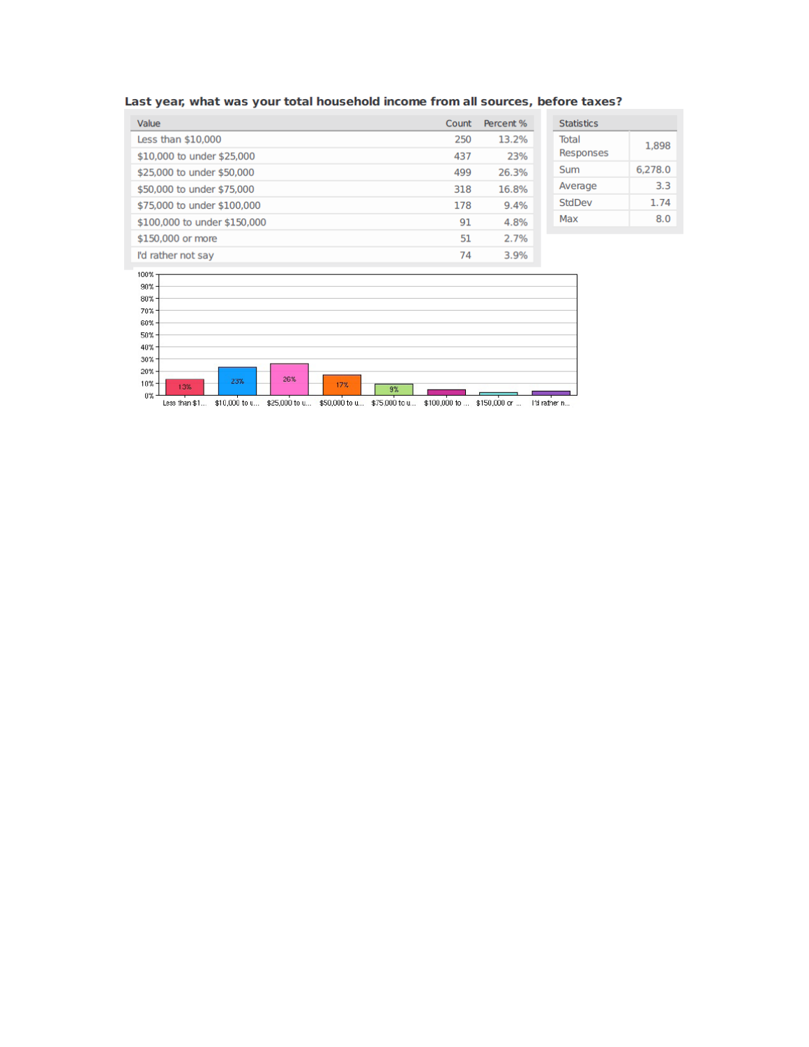### Last year, what was your total household income from all sources, before taxes?

| Value | Count | Percent % |
|---|---|---|
| Less than $10,000 | 250 | 13.2% |
| $10,000 to under $25,000 | 437 | 23% |
| $25,000 to under $50,000 | 499 | 26.3% |
| $50,000 to under $75,000 | 318 | 16.8% |
| $75,000 to under $100,000 | 178 | 9.4% |
| $100,000 to under $150,000 | 91 | 4.8% |
| $150,000 or more | 51 | 2.7% |
| I'd rather not say | 74 | 3.9% |

| Statistics | |
|---|---|
| Total Responses | 1,898 |
| Sum | 6,278.0 |
| Average | 3.3 |
| StdDev | 1.74 |
| Max | 8.0 |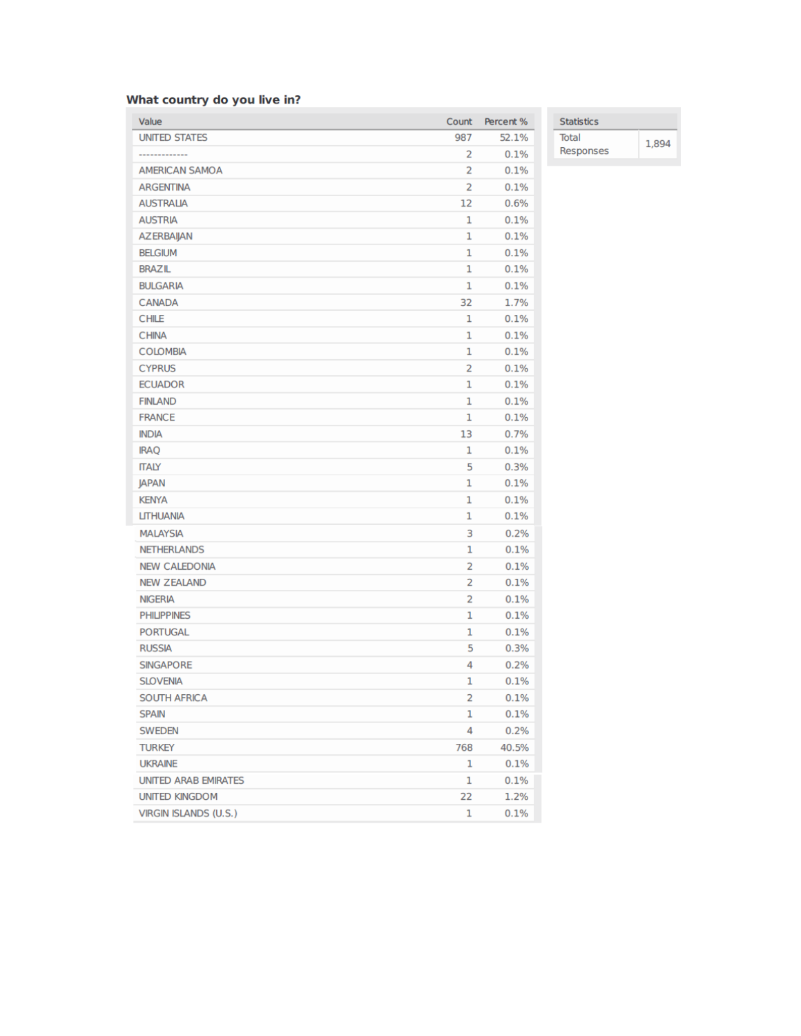**What country do you live in?**

| Value | Count | Percent % |
|---|---|---|
| UNITED STATES | 987 | 52.1% |
| ------------- | 2 | 0.1% |
| AMERICAN SAMOA | 2 | 0.1% |
| ARGENTINA | 2 | 0.1% |
| AUSTRALIA | 12 | 0.6% |
| AUSTRIA | 1 | 0.1% |
| AZERBAIJAN | 1 | 0.1% |
| BELGIUM | 1 | 0.1% |
| BRAZIL | 1 | 0.1% |
| BULGARIA | 1 | 0.1% |
| CANADA | 32 | 1.7% |
| CHILE | 1 | 0.1% |
| CHINA | 1 | 0.1% |
| COLOMBIA | 1 | 0.1% |
| CYPRUS | 2 | 0.1% |
| ECUADOR | 1 | 0.1% |
| FINLAND | 1 | 0.1% |
| FRANCE | 1 | 0.1% |
| INDIA | 13 | 0.7% |
| IRAQ | 1 | 0.1% |
| ITALY | 5 | 0.3% |
| JAPAN | 1 | 0.1% |
| KENYA | 1 | 0.1% |
| LITHUANIA | 1 | 0.1% |
| MALAYSIA | 3 | 0.2% |
| NETHERLANDS | 1 | 0.1% |
| NEW CALEDONIA | 2 | 0.1% |
| NEW ZEALAND | 2 | 0.1% |
| NIGERIA | 2 | 0.1% |
| PHILIPPINES | 1 | 0.1% |
| PORTUGAL | 1 | 0.1% |
| RUSSIA | 5 | 0.3% |
| SINGAPORE | 4 | 0.2% |
| SLOVENIA | 1 | 0.1% |
| SOUTH AFRICA | 2 | 0.1% |
| SPAIN | 1 | 0.1% |
| SWEDEN | 4 | 0.2% |
| TURKEY | 768 | 40.5% |
| UKRAINE | 1 | 0.1% |
| UNITED ARAB EMIRATES | 1 | 0.1% |
| UNITED KINGDOM | 22 | 1.2% |
| VIRGIN ISLANDS (U.S.) | 1 | 0.1% |

| Statistics | |
|---|---|
| Total Responses | 1,894 |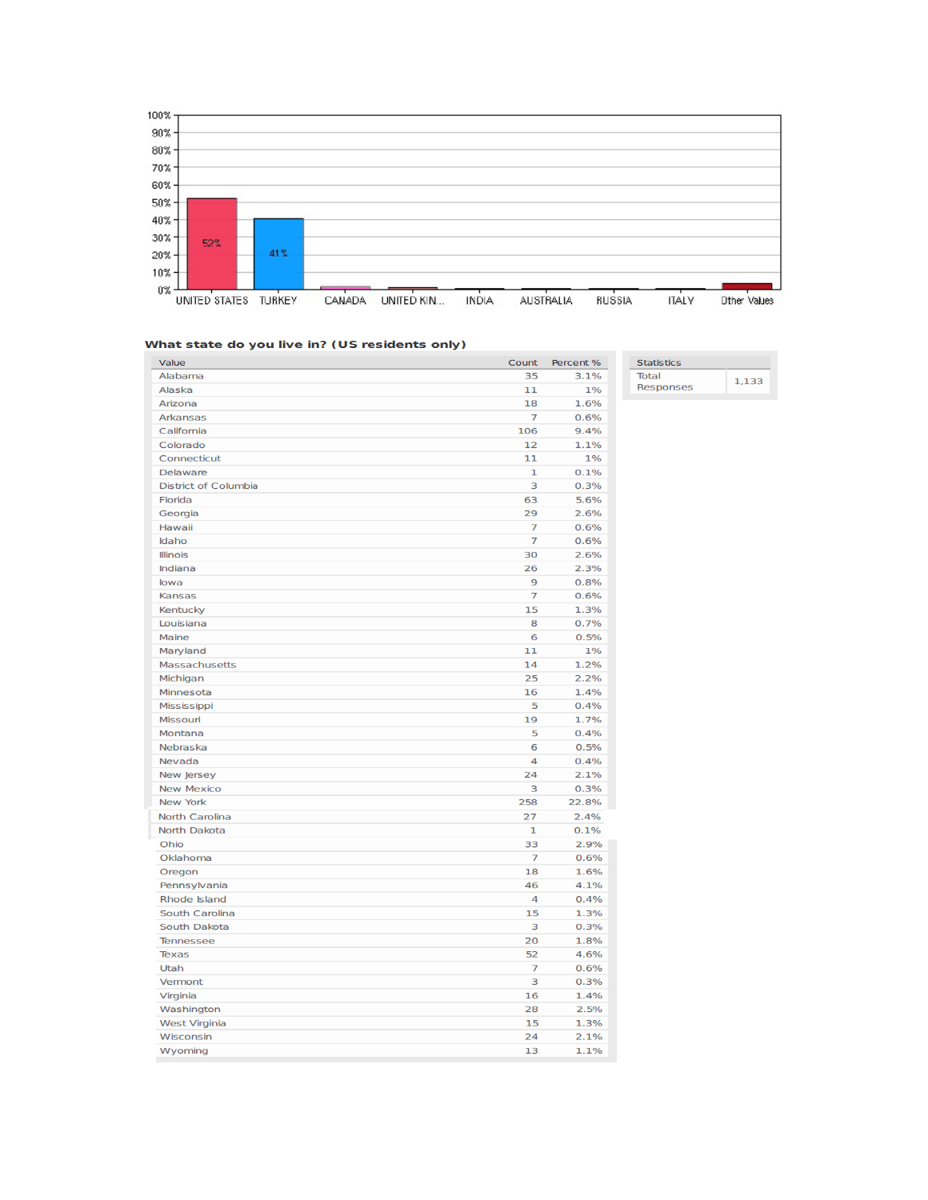| | UNITED STATES | TURKEY | CANADA | UNITED KIN... | INDIA | AUSTRALIA | RUSSIA | ITALY | Other Values |
|---|---|---|---|---|---|---|---|---|---|
| % | 52% | 41% | | | | | | | |

**What state do you live in? (US residents only)**

| Value | Count | Percent % |
|---|---|---|
| Alabama | 35 | 3.1% |
| Alaska | 11 | 1% |
| Arizona | 18 | 1.6% |
| Arkansas | 7 | 0.6% |
| California | 106 | 9.4% |
| Colorado | 12 | 1.1% |
| Connecticut | 11 | 1% |
| Delaware | 1 | 0.1% |
| District of Columbia | 3 | 0.3% |
| Florida | 63 | 5.6% |
| Georgia | 29 | 2.6% |
| Hawaii | 7 | 0.6% |
| Idaho | 7 | 0.6% |
| Illinois | 30 | 2.6% |
| Indiana | 26 | 2.3% |
| Iowa | 9 | 0.8% |
| Kansas | 7 | 0.6% |
| Kentucky | 15 | 1.3% |
| Louisiana | 8 | 0.7% |
| Maine | 6 | 0.5% |
| Maryland | 11 | 1% |
| Massachusetts | 14 | 1.2% |
| Michigan | 25 | 2.2% |
| Minnesota | 16 | 1.4% |
| Mississippi | 5 | 0.4% |
| Missouri | 19 | 1.7% |
| Montana | 5 | 0.4% |
| Nebraska | 6 | 0.5% |
| Nevada | 4 | 0.4% |
| New Jersey | 24 | 2.1% |
| New Mexico | 3 | 0.3% |
| New York | 258 | 22.8% |
| North Carolina | 27 | 2.4% |
| North Dakota | 1 | 0.1% |
| Ohio | 33 | 2.9% |
| Oklahoma | 7 | 0.6% |
| Oregon | 18 | 1.6% |
| Pennsylvania | 46 | 4.1% |
| Rhode Island | 4 | 0.4% |
| South Carolina | 15 | 1.3% |
| South Dakota | 3 | 0.3% |
| Tennessee | 20 | 1.8% |
| Texas | 52 | 4.6% |
| Utah | 7 | 0.6% |
| Vermont | 3 | 0.3% |
| Virginia | 16 | 1.4% |
| Washington | 28 | 2.5% |
| West Virginia | 15 | 1.3% |
| Wisconsin | 24 | 2.1% |
| Wyoming | 13 | 1.1% |

| Statistics | |
|---|---|
| Total Responses | 1,133 |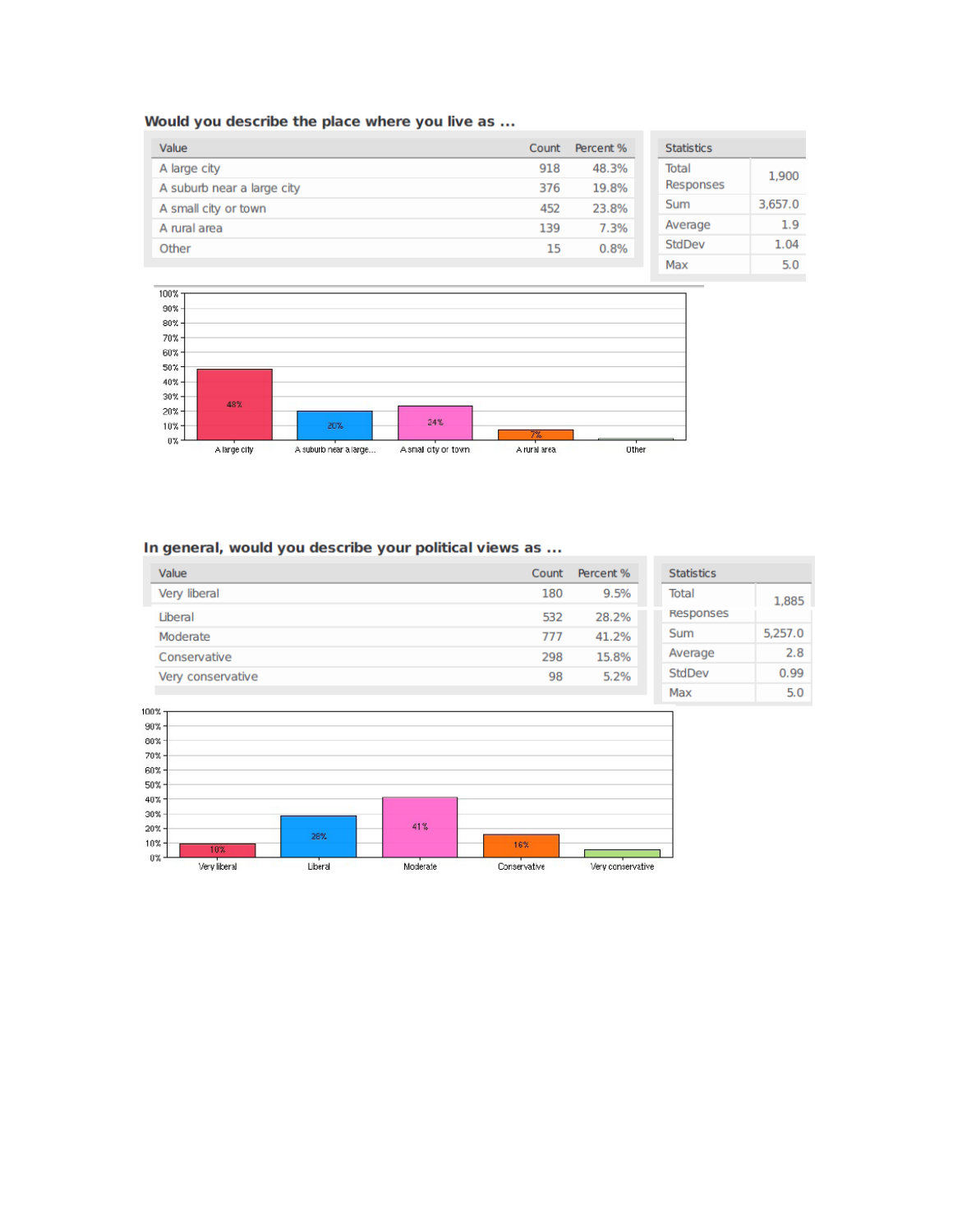### Would you describe the place where you live as ...

| Value | Count | Percent % |
|---|---|---|
| A large city | 918 | 48.3% |
| A suburb near a large city | 376 | 19.8% |
| A small city or town | 452 | 23.8% |
| A rural area | 139 | 7.3% |
| Other | 15 | 0.8% |

| Statistics | |
|---|---|
| Total Responses | 1,900 |
| Sum | 3,657.0 |
| Average | 1.9 |
| StdDev | 1.04 |
| Max | 5.0 |

100%
90%
80%
70%
60%
50%
40%
30%
20%
10%
0%

48%
20%
24%
7%

A large city
A suburb near a large...
A smal city or town
A rural area
Other

### In general, would you describe your political views as ...

| Value | Count | Percent % |
|---|---|---|
| Very liberal | 180 | 9.5% |
| Liberal | 532 | 28.2% |
| Moderate | 777 | 41.2% |
| Conservative | 298 | 15.8% |
| Very conservative | 98 | 5.2% |

| Statistics | |
|---|---|
| Total Responses | 1,885 |
| Sum | 5,257.0 |
| Average | 2.8 |
| StdDev | 0.99 |
| Max | 5.0 |

100%
90%
80%
70%
60%
50%
40%
30%
20%
10%
0%

10%
28%
41%
16%

Very liberal
Liberal
Moderate
Conservative
Very conservative